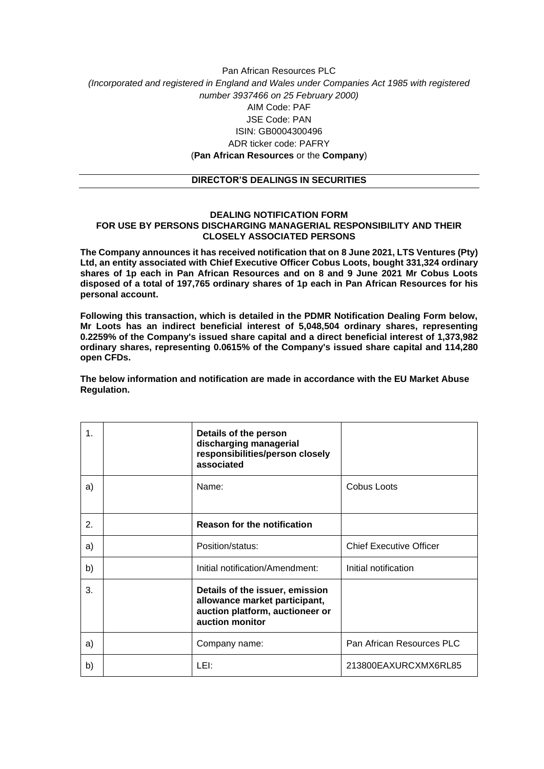Pan African Resources PLC

*(Incorporated and registered in England and Wales under Companies Act 1985 with registered number 3937466 on 25 February 2000)*

AIM Code: PAF

JSE Code: PAN

ISIN: GB0004300496

ADR ticker code: PAFRY

(**Pan African Resources** or the **Company**)

## DIRECTOR'S DEALINGS IN SECURITIES

### DEALING NOTIFICATION FORM
### FOR USE BY PERSONS DISCHARGING MANAGERIAL RESPONSIBILITY AND THEIR CLOSELY ASSOCIATED PERSONS

**The Company announces it has received notification that on 8 June 2021, LTS Ventures (Pty) Ltd, an entity associated with Chief Executive Officer Cobus Loots, bought 331,324 ordinary shares of 1p each in Pan African Resources and on 8 and 9 June 2021 Mr Cobus Loots disposed of a total of 197,765 ordinary shares of 1p each in Pan African Resources for his personal account.**

**Following this transaction, which is detailed in the PDMR Notification Dealing Form below, Mr Loots has an indirect beneficial interest of 5,048,504 ordinary shares, representing 0.2259% of the Company's issued share capital and a direct beneficial interest of 1,373,982 ordinary shares, representing 0.0615% of the Company's issued share capital and 114,280 open CFDs.**

**The below information and notification are made in accordance with the EU Market Abuse Regulation.**

| | | | |
|---|---|---|---|
| 1. | | **Details of the person discharging managerial responsibilities/person closely associated** | |
| a) | | Name: | Cobus Loots |
| 2. | | **Reason for the notification** | |
| a) | | Position/status: | Chief Executive Officer |
| b) | | Initial notification/Amendment: | Initial notification |
| 3. | | **Details of the issuer, emission allowance market participant, auction platform, auctioneer or auction monitor** | |
| a) | | Company name: | Pan African Resources PLC |
| b) | | LEI: | 213800EAXURCXMX6RL85 |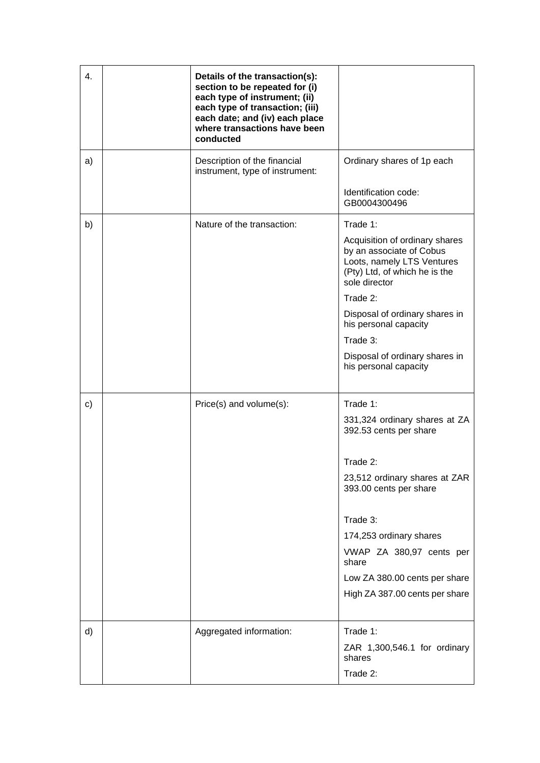| 4. | | **Details of the transaction(s): section to be repeated for (i) each type of instrument; (ii) each type of transaction; (iii) each date; and (iv) each place where transactions have been conducted** | |
|---|---|---|---|
| a) | | Description of the financial instrument, type of instrument: | Ordinary shares of 1p each<br><br>Identification code: GB0004300496 |
| b) | | Nature of the transaction: | Trade 1:<br>Acquisition of ordinary shares by an associate of Cobus Loots, namely LTS Ventures (Pty) Ltd, of which he is the sole director<br>Trade 2:<br>Disposal of ordinary shares in his personal capacity<br>Trade 3:<br>Disposal of ordinary shares in his personal capacity |
| c) | | Price(s) and volume(s): | Trade 1:<br>331,324 ordinary shares at ZA 392.53 cents per share<br><br>Trade 2:<br>23,512 ordinary shares at ZAR 393.00 cents per share<br><br>Trade 3:<br>174,253 ordinary shares<br>VWAP ZA 380,97 cents per share<br>Low ZA 380.00 cents per share<br>High ZA 387.00 cents per share |
| d) | | Aggregated information: | Trade 1:<br>ZAR 1,300,546.1 for ordinary shares<br>Trade 2: |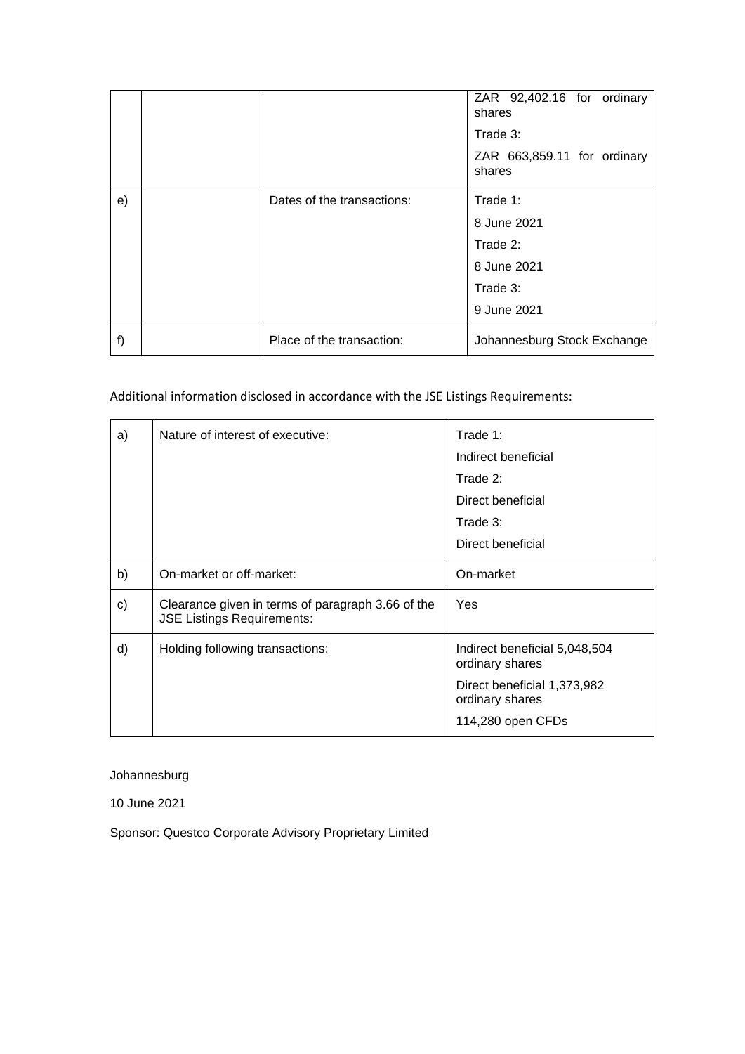| | | | |
|---|---|---|---|
| | | | ZAR 92,402.16 for ordinary shares<br>Trade 3:<br>ZAR 663,859.11 for ordinary shares |
| e) | | Dates of the transactions: | Trade 1:<br>8 June 2021<br>Trade 2:<br>8 June 2021<br>Trade 3:<br>9 June 2021 |
| f) | | Place of the transaction: | Johannesburg Stock Exchange |

Additional information disclosed in accordance with the JSE Listings Requirements:

| | | |
|---|---|---|
| a) | Nature of interest of executive: | Trade 1:<br>Indirect beneficial<br>Trade 2:<br>Direct beneficial<br>Trade 3:<br>Direct beneficial |
| b) | On-market or off-market: | On-market |
| c) | Clearance given in terms of paragraph 3.66 of the JSE Listings Requirements: | Yes |
| d) | Holding following transactions: | Indirect beneficial 5,048,504 ordinary shares<br>Direct beneficial 1,373,982 ordinary shares<br>114,280 open CFDs |

Johannesburg

10 June 2021

Sponsor: Questco Corporate Advisory Proprietary Limited